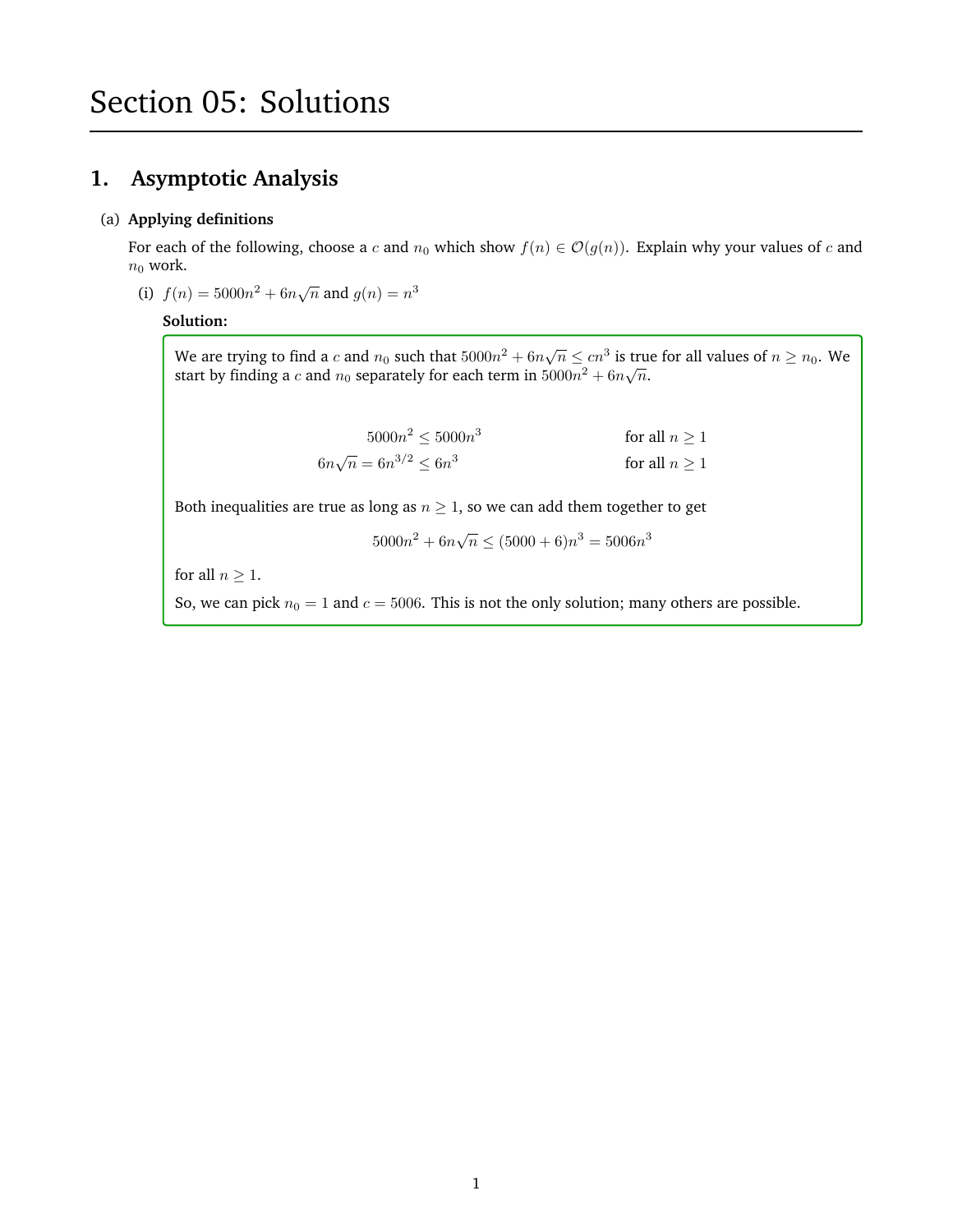# Section 05: Solutions

## 1. Asymptotic Analysis

(a) **Applying definitions**

For each of the following, choose a $c$ and $n_0$ which show $f(n) \in \mathcal{O}(g(n))$. Explain why your values of $c$ and $n_0$ work.

(i) $f(n) = 5000n^2 + 6n\sqrt{n}$ and $g(n) = n^3$

**Solution:**

We are trying to find a $c$ and $n_0$ such that $5000n^2 + 6n\sqrt{n} \le cn^3$ is true for all values of $n \ge n_0$. We start by finding a $c$ and $n_0$ separately for each term in $5000n^2 + 6n\sqrt{n}$.

$$5000n^2 \le 5000n^3 \qquad \text{for all } n \ge 1$$

$$6n\sqrt{n} = 6n^{3/2} \le 6n^3 \qquad \text{for all } n \ge 1$$

Both inequalities are true as long as $n \ge 1$, so we can add them together to get

$$5000n^2 + 6n\sqrt{n} \le (5000 + 6)n^3 = 5006n^3$$

for all $n \ge 1$.

So, we can pick $n_0 = 1$ and $c = 5006$. This is not the only solution; many others are possible.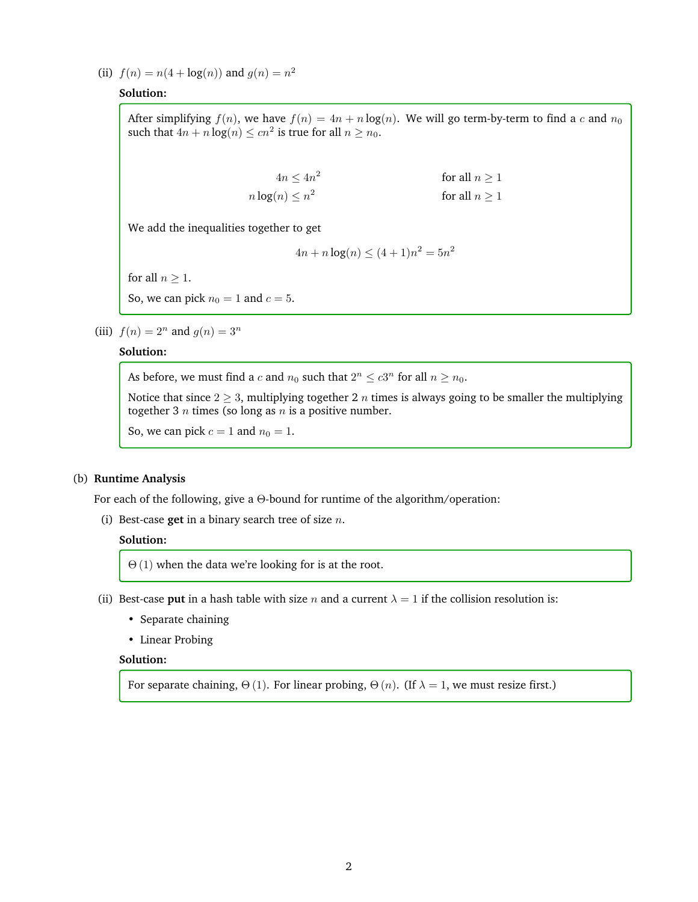(ii) $f(n) = n(4 + \log(n))$ and $g(n) = n^2$

**Solution:**

After simplifying $f(n)$, we have $f(n) = 4n + n\log(n)$. We will go term-by-term to find a $c$ and $n_0$ such that $4n + n\log(n) \leq cn^2$ is true for all $n \geq n_0$.

$$4n \leq 4n^2 \qquad \text{for all } n \geq 1$$
$$n\log(n) \leq n^2 \qquad \text{for all } n \geq 1$$

We add the inequalities together to get

$$4n + n\log(n) \leq (4+1)n^2 = 5n^2$$

for all $n \geq 1$.

So, we can pick $n_0 = 1$ and $c = 5$.

(iii) $f(n) = 2^n$ and $g(n) = 3^n$

**Solution:**

As before, we must find a $c$ and $n_0$ such that $2^n \leq c3^n$ for all $n \geq n_0$.

Notice that since $2 \geq 3$, multiplying together 2 $n$ times is always going to be smaller the multiplying together 3 $n$ times (so long as $n$ is a positive number.

So, we can pick $c = 1$ and $n_0 = 1$.

(b) **Runtime Analysis**

For each of the following, give a $\Theta$-bound for runtime of the algorithm/operation:

(i) Best-case **get** in a binary search tree of size $n$.

**Solution:**

$\Theta(1)$ when the data we're looking for is at the root.

(ii) Best-case **put** in a hash table with size $n$ and a current $\lambda = 1$ if the collision resolution is:

- Separate chaining
- Linear Probing

**Solution:**

For separate chaining, $\Theta(1)$. For linear probing, $\Theta(n)$. (If $\lambda = 1$, we must resize first.)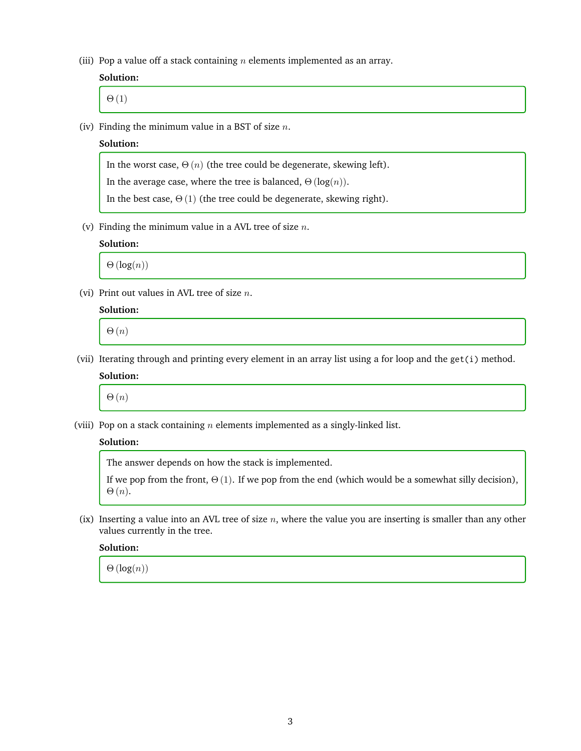(iii) Pop a value off a stack containing $n$ elements implemented as an array.

**Solution:**

> $\Theta(1)$

(iv) Finding the minimum value in a BST of size $n$.

**Solution:**

> In the worst case, $\Theta(n)$ (the tree could be degenerate, skewing left).
>
> In the average case, where the tree is balanced, $\Theta(\log(n))$.
>
> In the best case, $\Theta(1)$ (the tree could be degenerate, skewing right).

(v) Finding the minimum value in a AVL tree of size $n$.

**Solution:**

> $\Theta(\log(n))$

(vi) Print out values in AVL tree of size $n$.

**Solution:**

> $\Theta(n)$

(vii) Iterating through and printing every element in an array list using a for loop and the `get(i)` method.

**Solution:**

> $\Theta(n)$

(viii) Pop on a stack containing $n$ elements implemented as a singly-linked list.

**Solution:**

> The answer depends on how the stack is implemented.
>
> If we pop from the front, $\Theta(1)$. If we pop from the end (which would be a somewhat silly decision), $\Theta(n)$.

(ix) Inserting a value into an AVL tree of size $n$, where the value you are inserting is smaller than any other values currently in the tree.

**Solution:**

> $\Theta(\log(n))$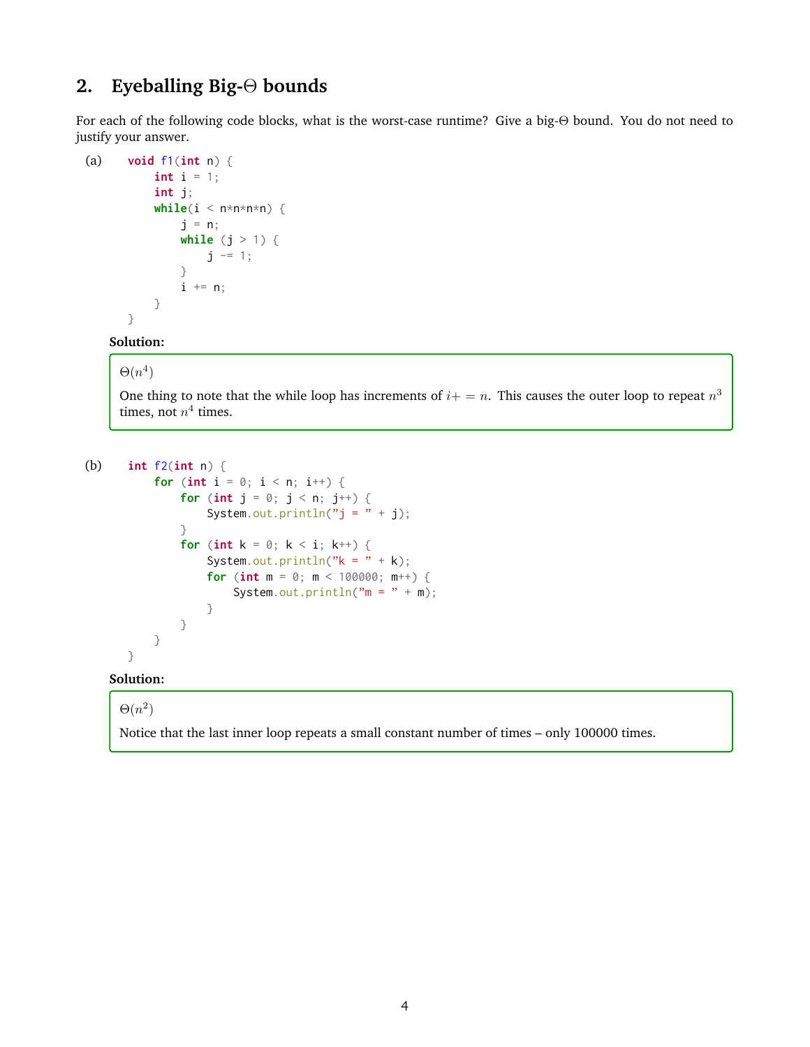## 2. Eyeballing Big-$\Theta$ bounds

For each of the following code blocks, what is the worst-case runtime? Give a big-$\Theta$ bound. You do not need to justify your answer.

(a)

```
void f1(int n) {
    int i = 1;
    int j;
    while(i < n*n*n*n) {
        j = n;
        while (j > 1) {
            j -= 1;
        }
        i += n;
    }
}
```

**Solution:**

$\Theta(n^4)$

One thing to note that the while loop has increments of $i+=n$. This causes the outer loop to repeat $n^3$ times, not $n^4$ times.

(b)

```
int f2(int n) {
    for (int i = 0; i < n; i++) {
        for (int j = 0; j < n; j++) {
            System.out.println("j = " + j);
        }
        for (int k = 0; k < i; k++) {
            System.out.println("k = " + k);
            for (int m = 0; m < 100000; m++) {
                System.out.println("m = " + m);
            }
        }
    }
}
```

**Solution:**

$\Theta(n^2)$

Notice that the last inner loop repeats a small constant number of times – only 100000 times.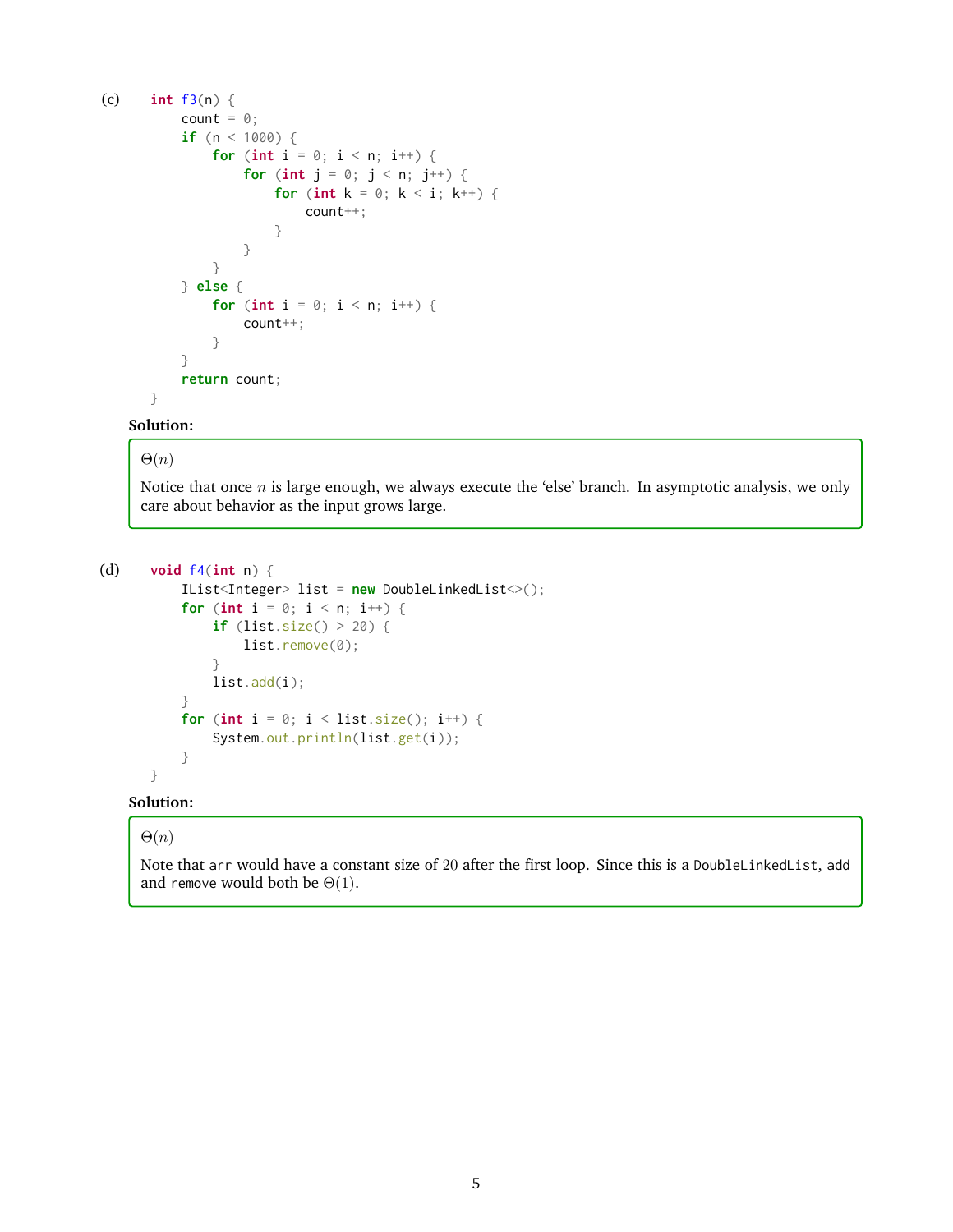(c)

```
int f3(n) {
    count = 0;
    if (n < 1000) {
        for (int i = 0; i < n; i++) {
            for (int j = 0; j < n; j++) {
                for (int k = 0; k < i; k++) {
                    count++;
                }
            }
        }
    } else {
        for (int i = 0; i < n; i++) {
            count++;
        }
    }
    return count;
}
```

**Solution:**

> $\Theta(n)$
>
> Notice that once $n$ is large enough, we always execute the 'else' branch. In asymptotic analysis, we only care about behavior as the input grows large.

(d)

```
void f4(int n) {
    IList<Integer> list = new DoubleLinkedList<>();
    for (int i = 0; i < n; i++) {
        if (list.size() > 20) {
            list.remove(0);
        }
        list.add(i);
    }
    for (int i = 0; i < list.size(); i++) {
        System.out.println(list.get(i));
    }
}
```

**Solution:**

> $\Theta(n)$
>
> Note that `arr` would have a constant size of 20 after the first loop. Since this is a `DoubleLinkedList`, `add` and `remove` would both be $\Theta(1)$.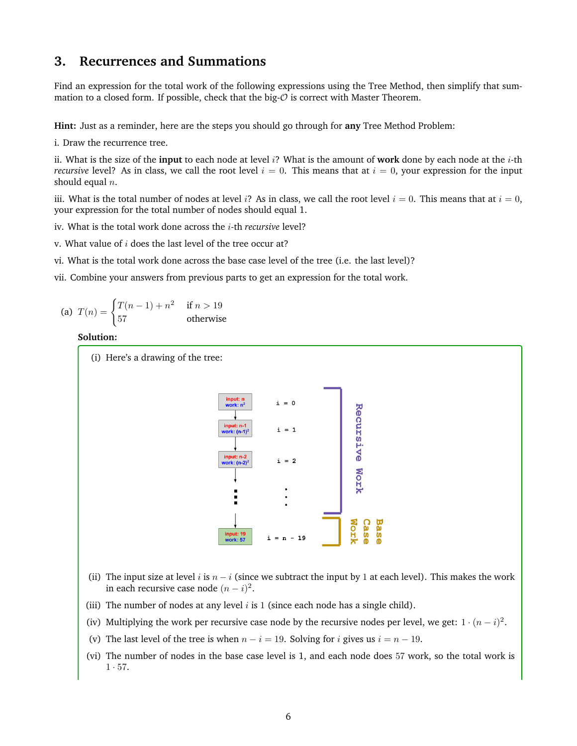## 3. Recurrences and Summations

Find an expression for the total work of the following expressions using the Tree Method, then simplify that summation to a closed form. If possible, check that the big-$\mathcal{O}$ is correct with Master Theorem.

**Hint:** Just as a reminder, here are the steps you should go through for **any** Tree Method Problem:

i. Draw the recurrence tree.

ii. What is the size of the **input** to each node at level $i$? What is the amount of **work** done by each node at the $i$-th *recursive* level? As in class, we call the root level $i = 0$. This means that at $i = 0$, your expression for the input should equal $n$.

iii. What is the total number of nodes at level $i$? As in class, we call the root level $i = 0$. This means that at $i = 0$, your expression for the total number of nodes should equal 1.

iv. What is the total work done across the $i$-th *recursive* level?

v. What value of $i$ does the last level of the tree occur at?

vi. What is the total work done across the base case level of the tree (i.e. the last level)?

vii. Combine your answers from previous parts to get an expression for the total work.

(a) $T(n) = \begin{cases} T(n-1) + n^2 & \text{if } n > 19 \\ 57 & \text{otherwise} \end{cases}$

**Solution:**

(i) Here's a drawing of the tree:

(ii) The input size at level $i$ is $n - i$ (since we subtract the input by 1 at each level). This makes the work in each recursive case node $(n - i)^2$.

(iii) The number of nodes at any level $i$ is 1 (since each node has a single child).

(iv) Multiplying the work per recursive case node by the recursive nodes per level, we get: $1 \cdot (n - i)^2$.

(v) The last level of the tree is when $n - i = 19$. Solving for $i$ gives us $i = n - 19$.

(vi) The number of nodes in the base case level is 1, and each node does 57 work, so the total work is $1 \cdot 57$.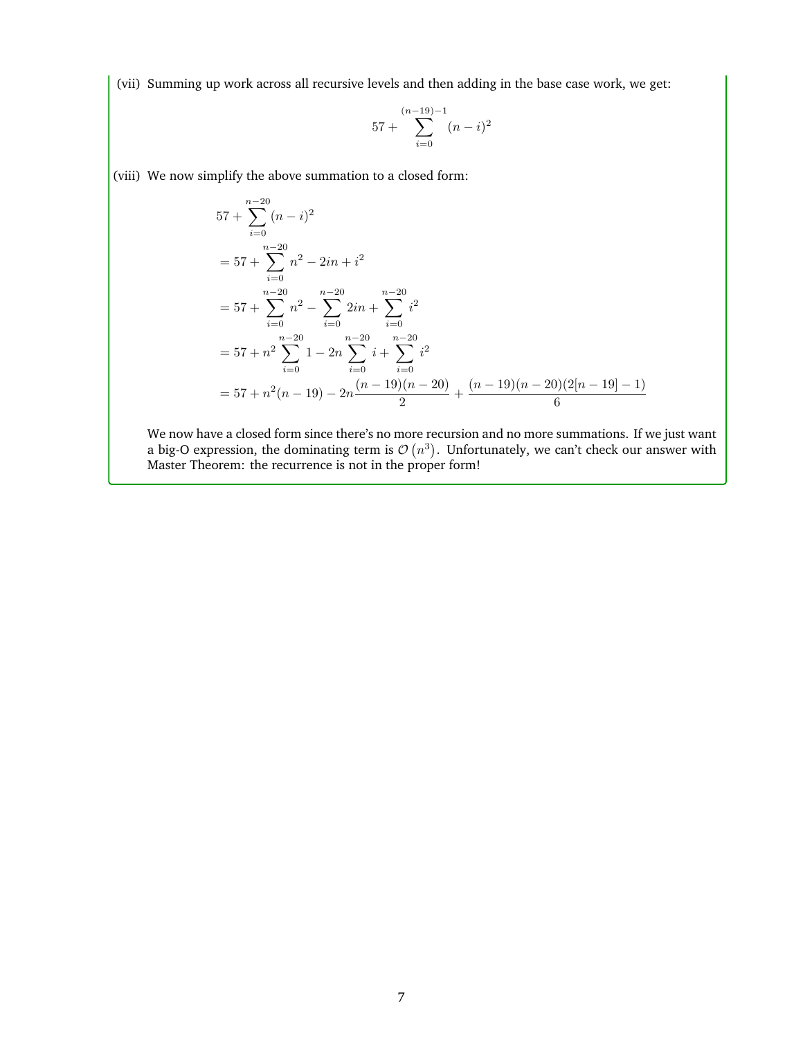(vii) Summing up work across all recursive levels and then adding in the base case work, we get:

$$57 + \sum_{i=0}^{(n-19)-1} (n-i)^2$$

(viii) We now simplify the above summation to a closed form:

$$\begin{aligned}
&57 + \sum_{i=0}^{n-20} (n-i)^2 \\
&= 57 + \sum_{i=0}^{n-20} n^2 - 2in + i^2 \\
&= 57 + \sum_{i=0}^{n-20} n^2 - \sum_{i=0}^{n-20} 2in + \sum_{i=0}^{n-20} i^2 \\
&= 57 + n^2 \sum_{i=0}^{n-20} 1 - 2n \sum_{i=0}^{n-20} i + \sum_{i=0}^{n-20} i^2 \\
&= 57 + n^2(n-19) - 2n\frac{(n-19)(n-20)}{2} + \frac{(n-19)(n-20)(2[n-19]-1)}{6}
\end{aligned}$$

We now have a closed form since there's no more recursion and no more summations. If we just want a big-O expression, the dominating term is $\mathcal{O}\left(n^3\right)$. Unfortunately, we can't check our answer with Master Theorem: the recurrence is not in the proper form!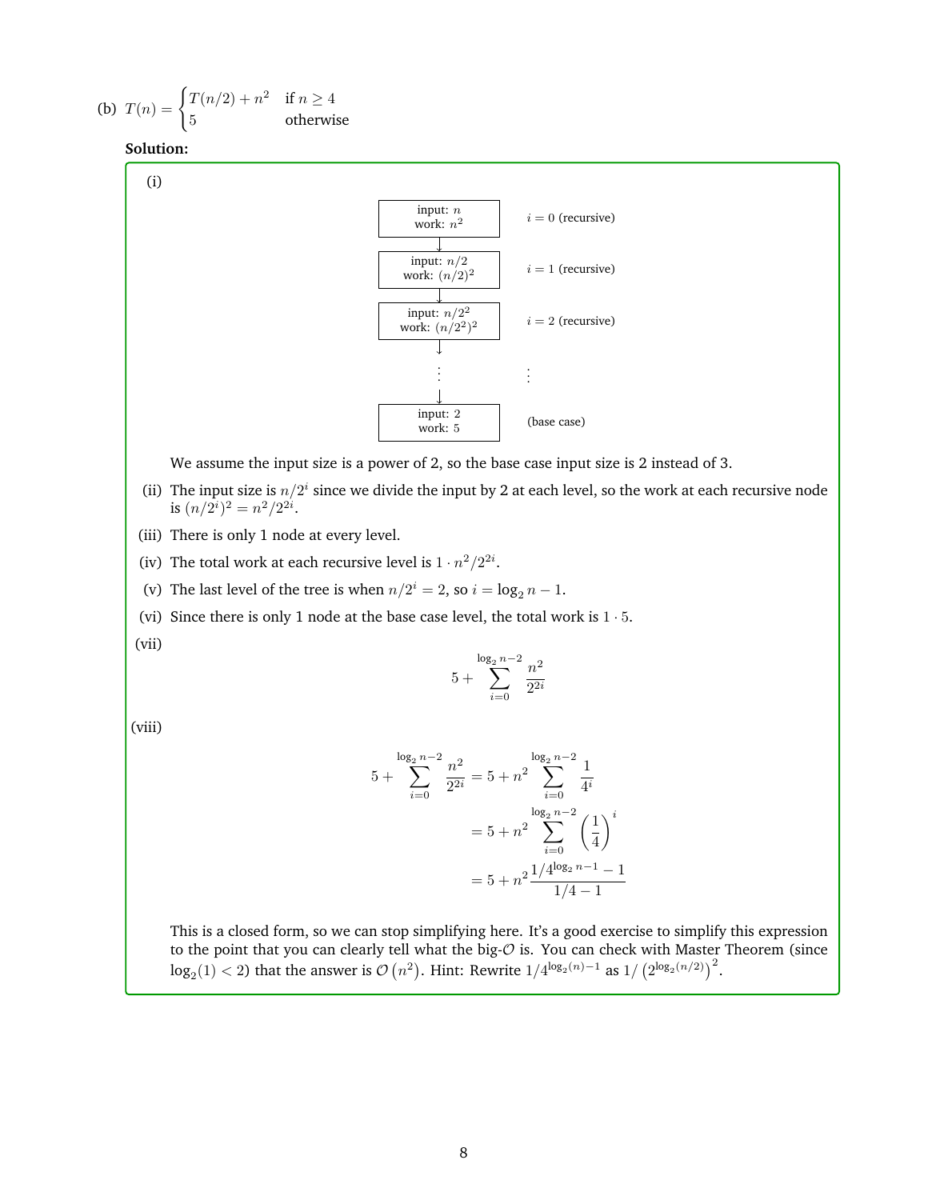(b) $T(n) = \begin{cases} T(n/2) + n^2 & \text{if } n \geq 4 \\ 5 & \text{otherwise} \end{cases}$

**Solution:**

(i)

| Node | Level |
|---|---|
| input: $n$, work: $n^2$ | $i = 0$ (recursive) |
| ↓ | |
| input: $n/2$, work: $(n/2)^2$ | $i = 1$ (recursive) |
| ↓ | |
| input: $n/2^2$, work: $(n/2^2)^2$ | $i = 2$ (recursive) |
| ↓ | |
| ⋮ | ⋮ |
| ↓ | |
| input: 2, work: 5 | (base case) |

We assume the input size is a power of 2, so the base case input size is 2 instead of 3.

(ii) The input size is $n/2^i$ since we divide the input by 2 at each level, so the work at each recursive node is $(n/2^i)^2 = n^2/2^{2i}$.

(iii) There is only 1 node at every level.

(iv) The total work at each recursive level is $1 \cdot n^2/2^{2i}$.

(v) The last level of the tree is when $n/2^i = 2$, so $i = \log_2 n - 1$.

(vi) Since there is only 1 node at the base case level, the total work is $1 \cdot 5$.

(vii)

$$5 + \sum_{i=0}^{\log_2 n - 2} \frac{n^2}{2^{2i}}$$

(viii)

$$\begin{aligned} 5 + \sum_{i=0}^{\log_2 n - 2} \frac{n^2}{2^{2i}} &= 5 + n^2 \sum_{i=0}^{\log_2 n - 2} \frac{1}{4^i} \\ &= 5 + n^2 \sum_{i=0}^{\log_2 n - 2} \left(\frac{1}{4}\right)^i \\ &= 5 + n^2 \frac{1/4^{\log_2 n - 1} - 1}{1/4 - 1} \end{aligned}$$

This is a closed form, so we can stop simplifying here. It's a good exercise to simplify this expression to the point that you can clearly tell what the big-$\mathcal{O}$ is. You can check with Master Theorem (since $\log_2(1) < 2$) that the answer is $\mathcal{O}(n^2)$. Hint: Rewrite $1/4^{\log_2(n)-1}$ as $1/\left(2^{\log_2(n/2)}\right)^2$.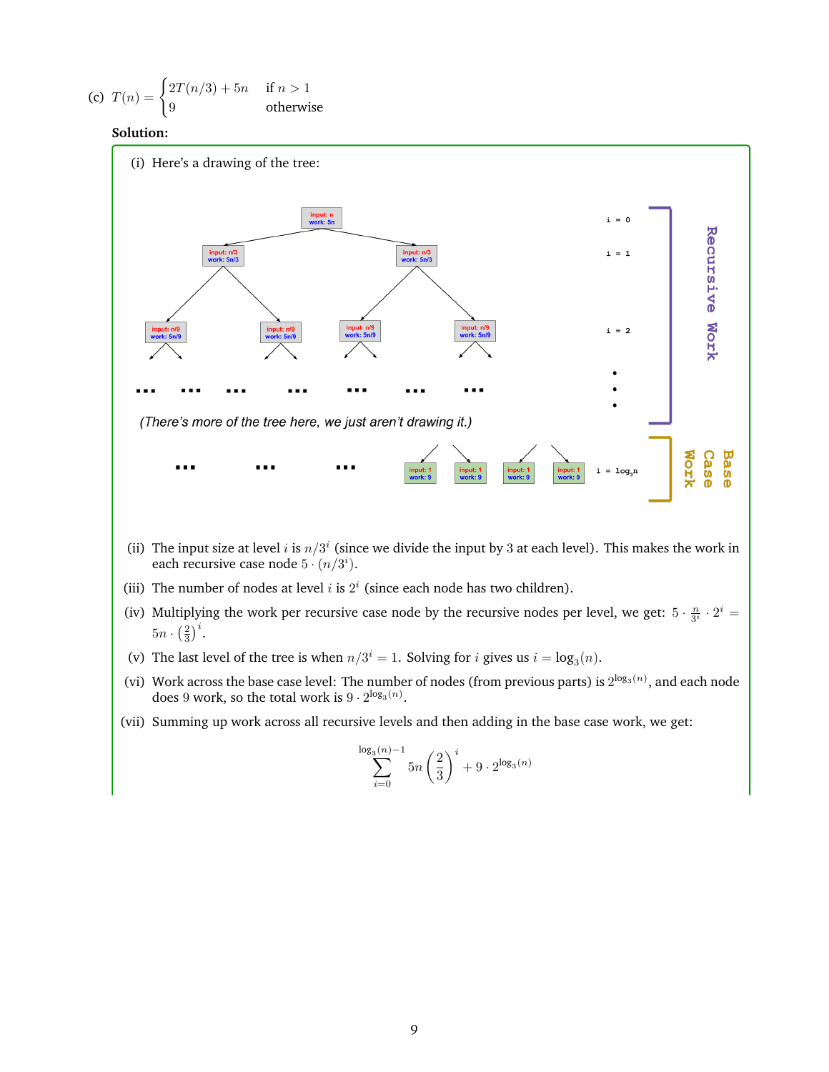(c) $T(n) = \begin{cases} 2T(n/3) + 5n & \text{if } n > 1 \\ 9 & \text{otherwise} \end{cases}$

**Solution:**

(i) Here's a drawing of the tree:

(There's more of the tree here, we just aren't drawing it.)

(ii) The input size at level $i$ is $n/3^i$ (since we divide the input by 3 at each level). This makes the work in each recursive case node $5 \cdot (n/3^i)$.

(iii) The number of nodes at level $i$ is $2^i$ (since each node has two children).

(iv) Multiplying the work per recursive case node by the recursive nodes per level, we get: $5 \cdot \frac{n}{3^i} \cdot 2^i = 5n \cdot \left(\frac{2}{3}\right)^i$.

(v) The last level of the tree is when $n/3^i = 1$. Solving for $i$ gives us $i = \log_3(n)$.

(vi) Work across the base case level: The number of nodes (from previous parts) is $2^{\log_3(n)}$, and each node does 9 work, so the total work is $9 \cdot 2^{\log_3(n)}$.

(vii) Summing up work across all recursive levels and then adding in the base case work, we get:

$$\sum_{i=0}^{\log_3(n)-1} 5n \left(\frac{2}{3}\right)^i + 9 \cdot 2^{\log_3(n)}$$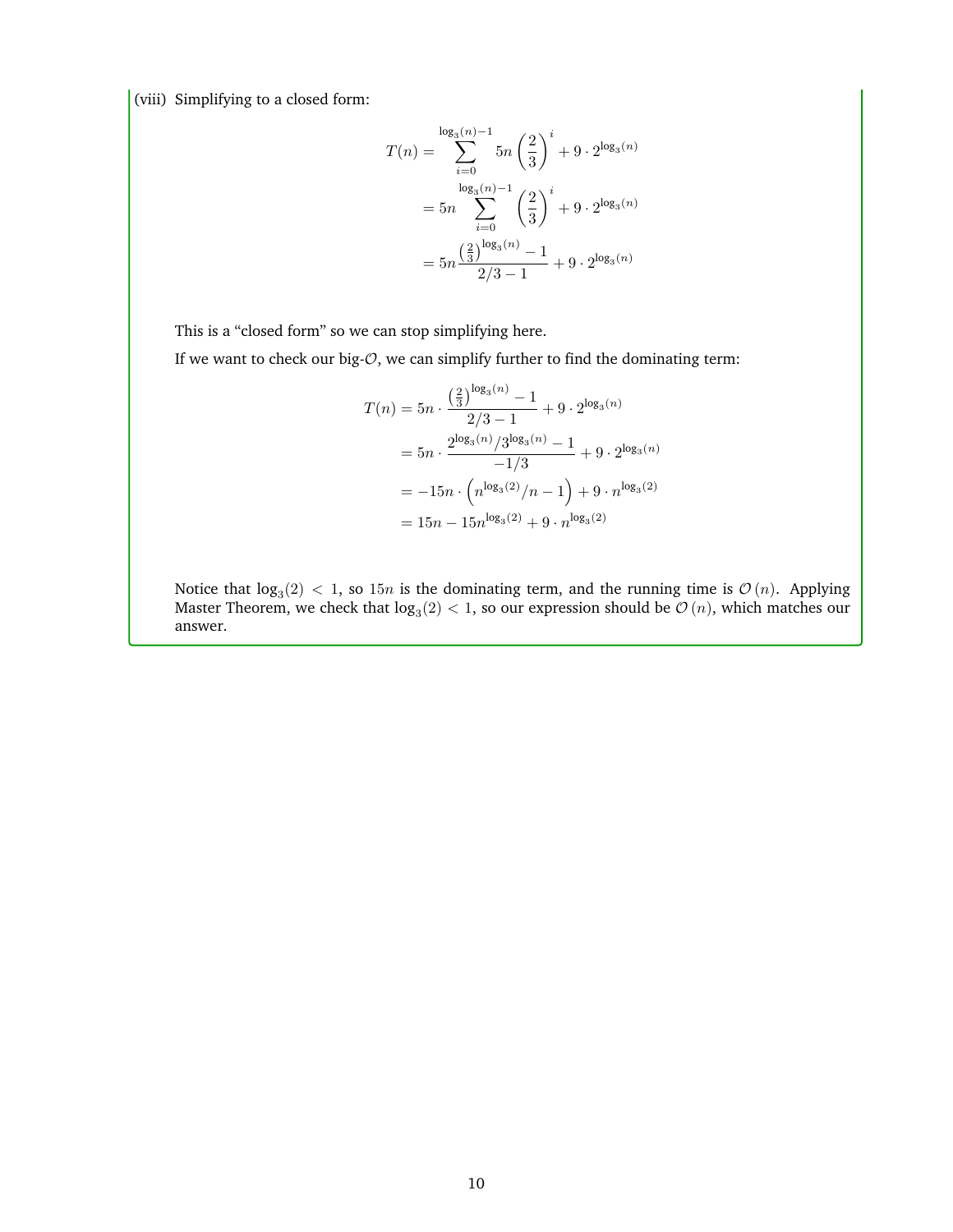(viii) Simplifying to a closed form:

$$
\begin{aligned}
T(n) &= \sum_{i=0}^{\log_3(n)-1} 5n\left(\frac{2}{3}\right)^i + 9\cdot 2^{\log_3(n)} \\
&= 5n\sum_{i=0}^{\log_3(n)-1} \left(\frac{2}{3}\right)^i + 9\cdot 2^{\log_3(n)} \\
&= 5n\frac{\left(\frac{2}{3}\right)^{\log_3(n)}-1}{2/3-1} + 9\cdot 2^{\log_3(n)}
\end{aligned}
$$

This is a "closed form" so we can stop simplifying here.

If we want to check our big-$\mathcal{O}$, we can simplify further to find the dominating term:

$$
\begin{aligned}
T(n) &= 5n\cdot\frac{\left(\frac{2}{3}\right)^{\log_3(n)}-1}{2/3-1} + 9\cdot 2^{\log_3(n)} \\
&= 5n\cdot\frac{2^{\log_3(n)}/3^{\log_3(n)}-1}{-1/3} + 9\cdot 2^{\log_3(n)} \\
&= -15n\cdot\left(n^{\log_3(2)}/n-1\right) + 9\cdot n^{\log_3(2)} \\
&= 15n - 15n^{\log_3(2)} + 9\cdot n^{\log_3(2)}
\end{aligned}
$$

Notice that $\log_3(2) < 1$, so $15n$ is the dominating term, and the running time is $\mathcal{O}(n)$. Applying Master Theorem, we check that $\log_3(2) < 1$, so our expression should be $\mathcal{O}(n)$, which matches our answer.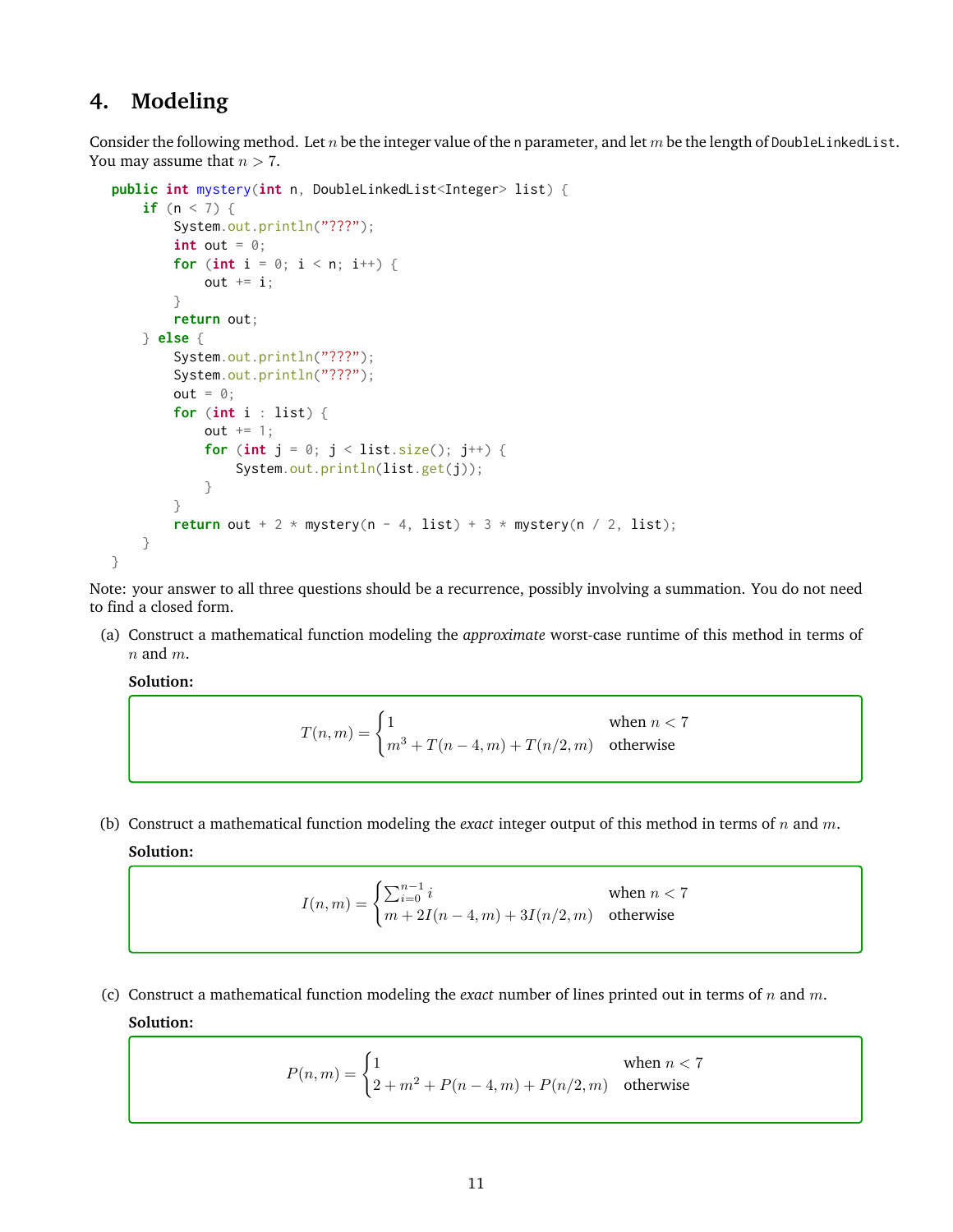## 4. Modeling

Consider the following method. Let $n$ be the integer value of the `n` parameter, and let $m$ be the length of `DoubleLinkedList`. You may assume that $n > 7$.

```
public int mystery(int n, DoubleLinkedList<Integer> list) {
    if (n < 7) {
        System.out.println("???");
        int out = 0;
        for (int i = 0; i < n; i++) {
            out += i;
        }
        return out;
    } else {
        System.out.println("???");
        System.out.println("???");
        out = 0;
        for (int i : list) {
            out += 1;
            for (int j = 0; j < list.size(); j++) {
                System.out.println(list.get(j));
            }
        }
        return out + 2 * mystery(n - 4, list) + 3 * mystery(n / 2, list);
    }
}
```

Note: your answer to all three questions should be a recurrence, possibly involving a summation. You do not need to find a closed form.

(a) Construct a mathematical function modeling the *approximate* worst-case runtime of this method in terms of $n$ and $m$.

**Solution:**

$$T(n,m) = \begin{cases} 1 & \text{when } n < 7 \\ m^3 + T(n-4,m) + T(n/2,m) & \text{otherwise} \end{cases}$$

(b) Construct a mathematical function modeling the *exact* integer output of this method in terms of $n$ and $m$.

**Solution:**

$$I(n,m) = \begin{cases} \sum_{i=0}^{n-1} i & \text{when } n < 7 \\ m + 2I(n-4,m) + 3I(n/2,m) & \text{otherwise} \end{cases}$$

(c) Construct a mathematical function modeling the *exact* number of lines printed out in terms of $n$ and $m$.

**Solution:**

$$P(n,m) = \begin{cases} 1 & \text{when } n < 7 \\ 2 + m^2 + P(n-4,m) + P(n/2,m) & \text{otherwise} \end{cases}$$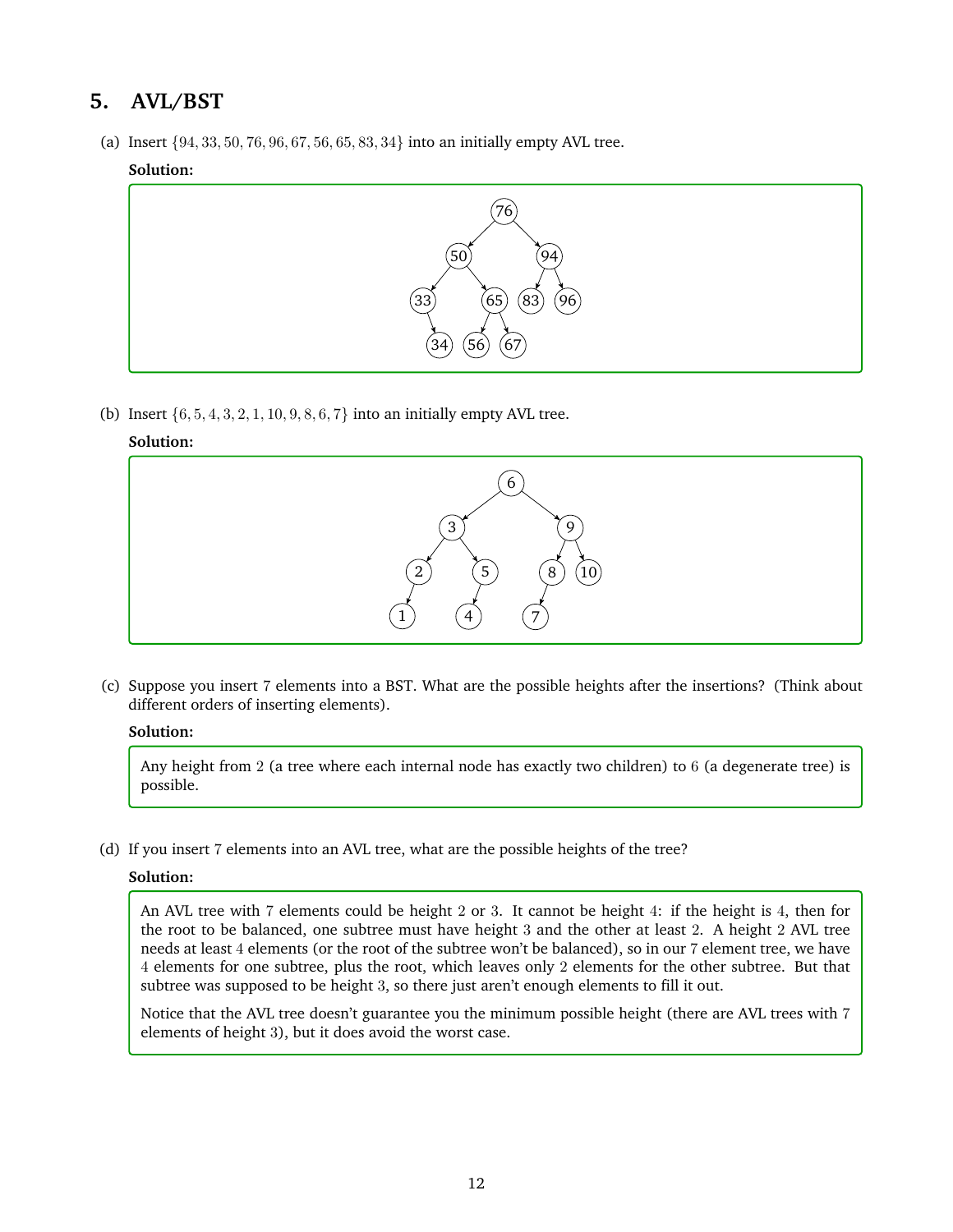## 5. AVL/BST

(a) Insert $\{94, 33, 50, 76, 96, 67, 56, 65, 83, 34\}$ into an initially empty AVL tree.

**Solution:**

(b) Insert $\{6, 5, 4, 3, 2, 1, 10, 9, 8, 6, 7\}$ into an initially empty AVL tree.

**Solution:**

(c) Suppose you insert 7 elements into a BST. What are the possible heights after the insertions? (Think about different orders of inserting elements).

**Solution:**

Any height from 2 (a tree where each internal node has exactly two children) to 6 (a degenerate tree) is possible.

(d) If you insert 7 elements into an AVL tree, what are the possible heights of the tree?

**Solution:**

An AVL tree with 7 elements could be height 2 or 3. It cannot be height 4: if the height is 4, then for the root to be balanced, one subtree must have height 3 and the other at least 2. A height 2 AVL tree needs at least 4 elements (or the root of the subtree won't be balanced), so in our 7 element tree, we have 4 elements for one subtree, plus the root, which leaves only 2 elements for the other subtree. But that subtree was supposed to be height 3, so there just aren't enough elements to fill it out.

Notice that the AVL tree doesn't guarantee you the minimum possible height (there are AVL trees with 7 elements of height 3), but it does avoid the worst case.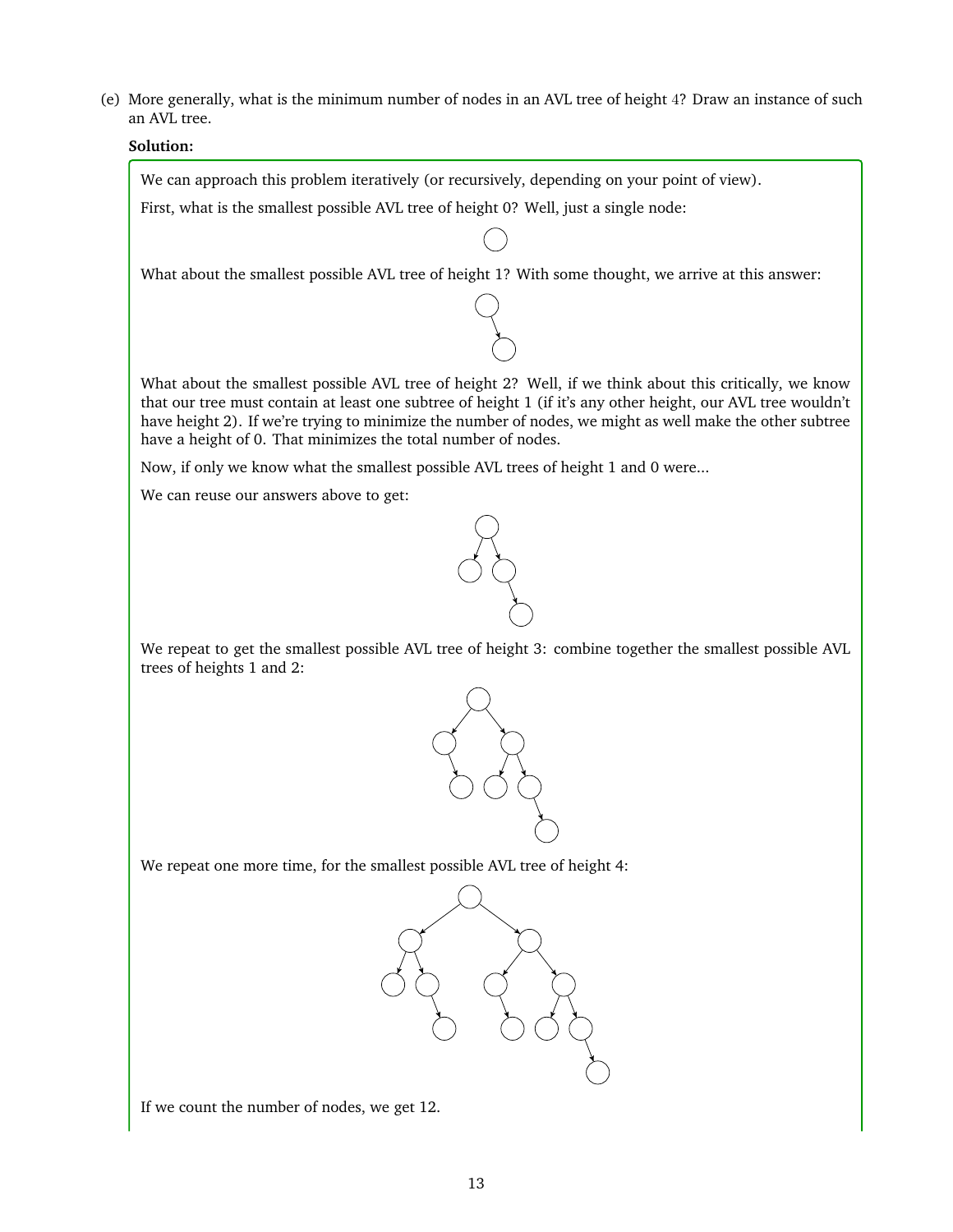(e) More generally, what is the minimum number of nodes in an AVL tree of height 4? Draw an instance of such an AVL tree.

**Solution:**

We can approach this problem iteratively (or recursively, depending on your point of view).

First, what is the smallest possible AVL tree of height 0? Well, just a single node:

What about the smallest possible AVL tree of height 1? With some thought, we arrive at this answer:

What about the smallest possible AVL tree of height 2? Well, if we think about this critically, we know that our tree must contain at least one subtree of height 1 (if it's any other height, our AVL tree wouldn't have height 2). If we're trying to minimize the number of nodes, we might as well make the other subtree have a height of 0. That minimizes the total number of nodes.

Now, if only we know what the smallest possible AVL trees of height 1 and 0 were...

We can reuse our answers above to get:

We repeat to get the smallest possible AVL tree of height 3: combine together the smallest possible AVL trees of heights 1 and 2:

We repeat one more time, for the smallest possible AVL tree of height 4:

If we count the number of nodes, we get 12.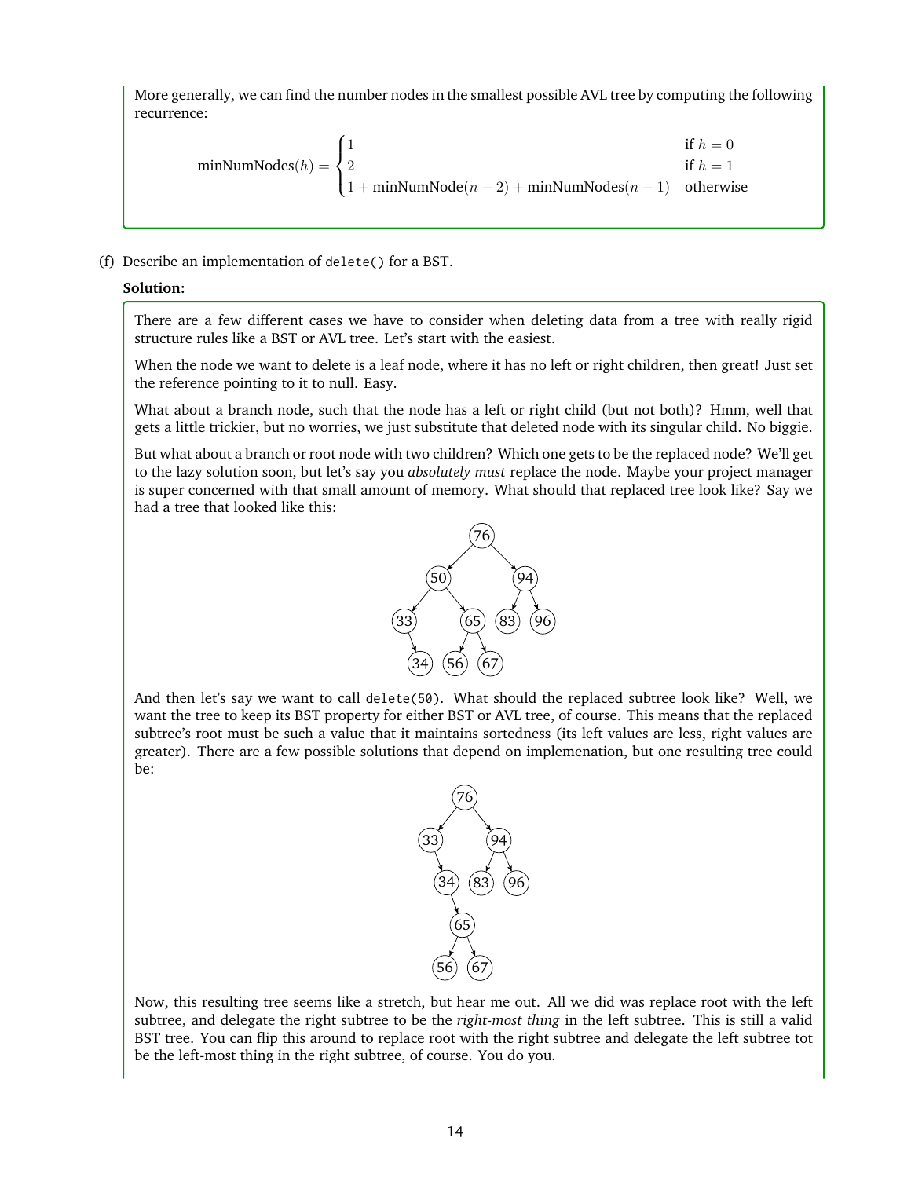More generally, we can find the number nodes in the smallest possible AVL tree by computing the following recurrence:

$$\text{minNumNodes}(h) = \begin{cases} 1 & \text{if } h = 0 \\ 2 & \text{if } h = 1 \\ 1 + \text{minNumNode}(n-2) + \text{minNumNodes}(n-1) & \text{otherwise} \end{cases}$$

(f) Describe an implementation of `delete()` for a BST.

**Solution:**

There are a few different cases we have to consider when deleting data from a tree with really rigid structure rules like a BST or AVL tree. Let's start with the easiest.

When the node we want to delete is a leaf node, where it has no left or right children, then great! Just set the reference pointing to it to null. Easy.

What about a branch node, such that the node has a left or right child (but not both)? Hmm, well that gets a little trickier, but no worries, we just substitute that deleted node with its singular child. No biggie.

But what about a branch or root node with two children? Which one gets to be the replaced node? We'll get to the lazy solution soon, but let's say you *absolutely must* replace the node. Maybe your project manager is super concerned with that small amount of memory. What should that replaced tree look like? Say we had a tree that looked like this:

```
            76
          /    \
        50      94
       /  \    /  \
     33    65 83   96
       \  /  \
       34 56  67
```

And then let's say we want to call `delete(50)`. What should the replaced subtree look like? Well, we want the tree to keep its BST property for either BST or AVL tree, of course. This means that the replaced subtree's root must be such a value that it maintains sortedness (its left values are less, right values are greater). There are a few possible solutions that depend on implemenation, but one resulting tree could be:

```
          76
        /    \
      33      94
        \    /  \
        34  83   96
          \
          65
         /  \
       56    67
```

Now, this resulting tree seems like a stretch, but hear me out. All we did was replace root with the left subtree, and delegate the right subtree to be the *right-most thing* in the left subtree. This is still a valid BST tree. You can flip this around to replace root with the right subtree and delegate the left subtree tot be the left-most thing in the right subtree, of course. You do you.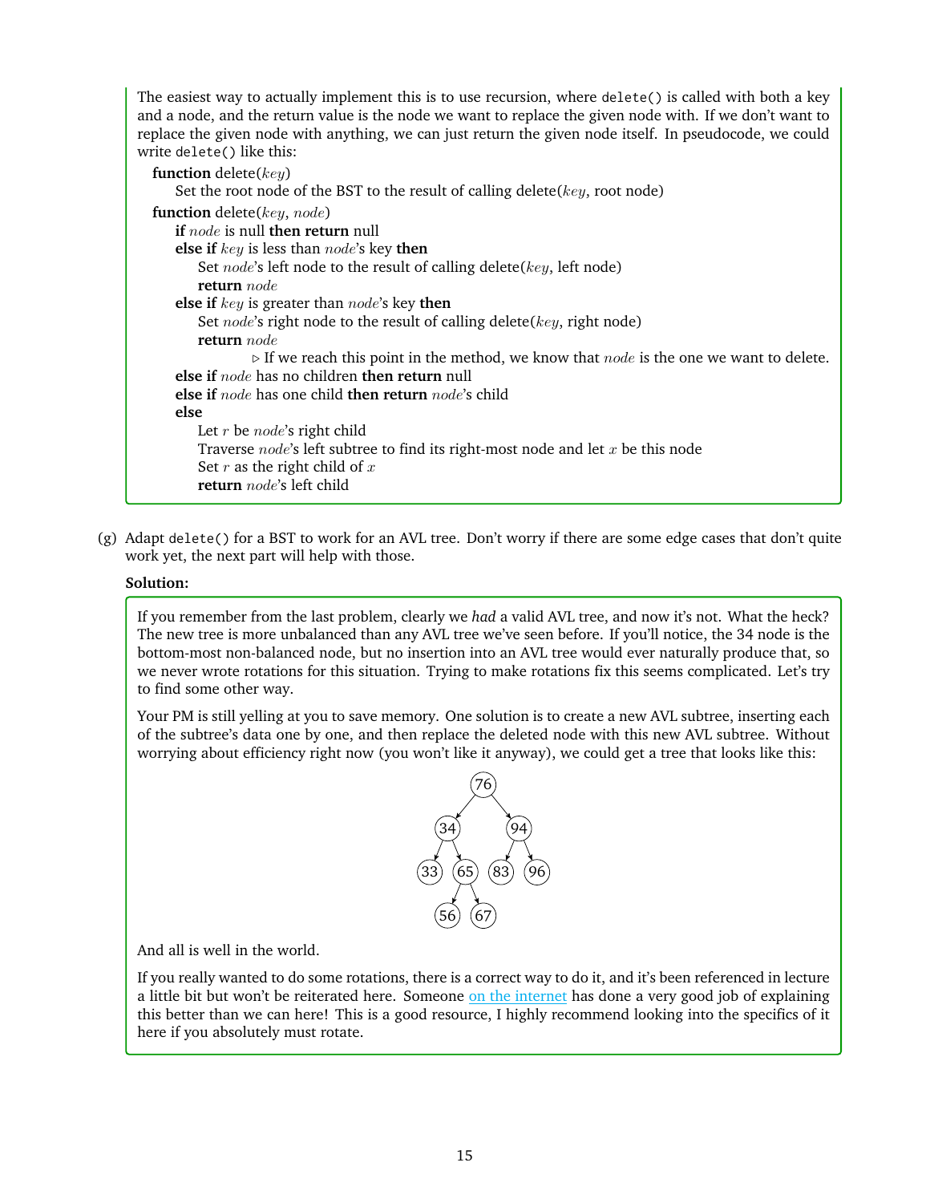The easiest way to actually implement this is to use recursion, where `delete()` is called with both a key and a node, and the return value is the node we want to replace the given node with. If we don't want to replace the given node with anything, we can just return the given node itself. In pseudocode, we could write `delete()` like this:

**function** delete($key$)
  Set the root node of the BST to the result of calling delete($key$, root node)

**function** delete($key$, $node$)
  **if** $node$ is null **then return** null
  **else if** $key$ is less than $node$'s key **then**
    Set $node$'s left node to the result of calling delete($key$, left node)
    **return** $node$
  **else if** $key$ is greater than $node$'s key **then**
    Set $node$'s right node to the result of calling delete($key$, right node)
    **return** $node$
      ▷ If we reach this point in the method, we know that $node$ is the one we want to delete.
  **else if** $node$ has no children **then return** null
  **else if** $node$ has one child **then return** $node$'s child
  **else**
    Let $r$ be $node$'s right child
    Traverse $node$'s left subtree to find its right-most node and let $x$ be this node
    Set $r$ as the right child of $x$
    **return** $node$'s left child

(g) Adapt `delete()` for a BST to work for an AVL tree. Don't worry if there are some edge cases that don't quite work yet, the next part will help with those.

**Solution:**

If you remember from the last problem, clearly we *had* a valid AVL tree, and now it's not. What the heck? The new tree is more unbalanced than any AVL tree we've seen before. If you'll notice, the 34 node is the bottom-most non-balanced node, but no insertion into an AVL tree would ever naturally produce that, so we never wrote rotations for this situation. Trying to make rotations fix this seems complicated. Let's try to find some other way.

Your PM is still yelling at you to save memory. One solution is to create a new AVL subtree, inserting each of the subtree's data one by one, and then replace the deleted node with this new AVL subtree. Without worrying about efficiency right now (you won't like it anyway), we could get a tree that looks like this:

```
            76
          /    \
        34      94
       /  \    /  \
     33   65  83   96
         /  \
       56    67
```

And all is well in the world.

If you really wanted to do some rotations, there is a correct way to do it, and it's been referenced in lecture a little bit but won't be reiterated here. Someone on the internet has done a very good job of explaining this better than we can here! This is a good resource, I highly recommend looking into the specifics of it here if you absolutely must rotate.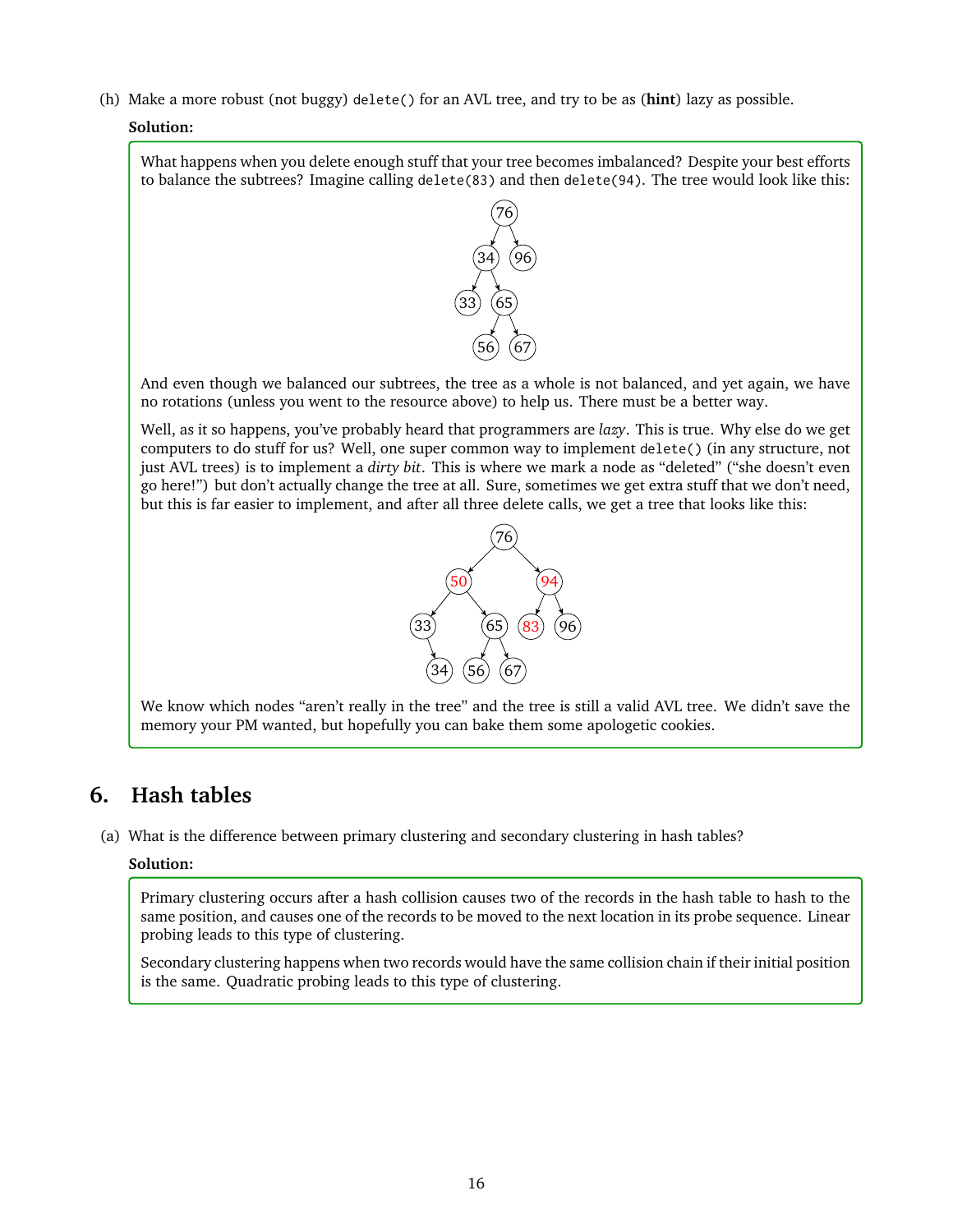(h) Make a more robust (not buggy) `delete()` for an AVL tree, and try to be as (**hint**) lazy as possible.

**Solution:**

What happens when you delete enough stuff that your tree becomes imbalanced? Despite your best efforts to balance the subtrees? Imagine calling `delete(83)` and then `delete(94)`. The tree would look like this:

```
        76
       /  \
     34    96
    /  \
  33    65
       /  \
     56    67
```

And even though we balanced our subtrees, the tree as a whole is not balanced, and yet again, we have no rotations (unless you went to the resource above) to help us. There must be a better way.

Well, as it so happens, you've probably heard that programmers are *lazy*. This is true. Why else do we get computers to do stuff for us? Well, one super common way to implement `delete()` (in any structure, not just AVL trees) is to implement a *dirty bit*. This is where we mark a node as "deleted" ("she doesn't even go here!") but don't actually change the tree at all. Sure, sometimes we get extra stuff that we don't need, but this is far easier to implement, and after all three delete calls, we get a tree that looks like this:

```
            76
          /    \
       50*      94*
      /   \     /  \
    33    65  83*   96
      \   / \
      34 56  67
```

(* marks nodes shown in red, i.e., marked as deleted)

We know which nodes "aren't really in the tree" and the tree is still a valid AVL tree. We didn't save the memory your PM wanted, but hopefully you can bake them some apologetic cookies.

## 6. Hash tables

(a) What is the difference between primary clustering and secondary clustering in hash tables?

**Solution:**

Primary clustering occurs after a hash collision causes two of the records in the hash table to hash to the same position, and causes one of the records to be moved to the next location in its probe sequence. Linear probing leads to this type of clustering.

Secondary clustering happens when two records would have the same collision chain if their initial position is the same. Quadratic probing leads to this type of clustering.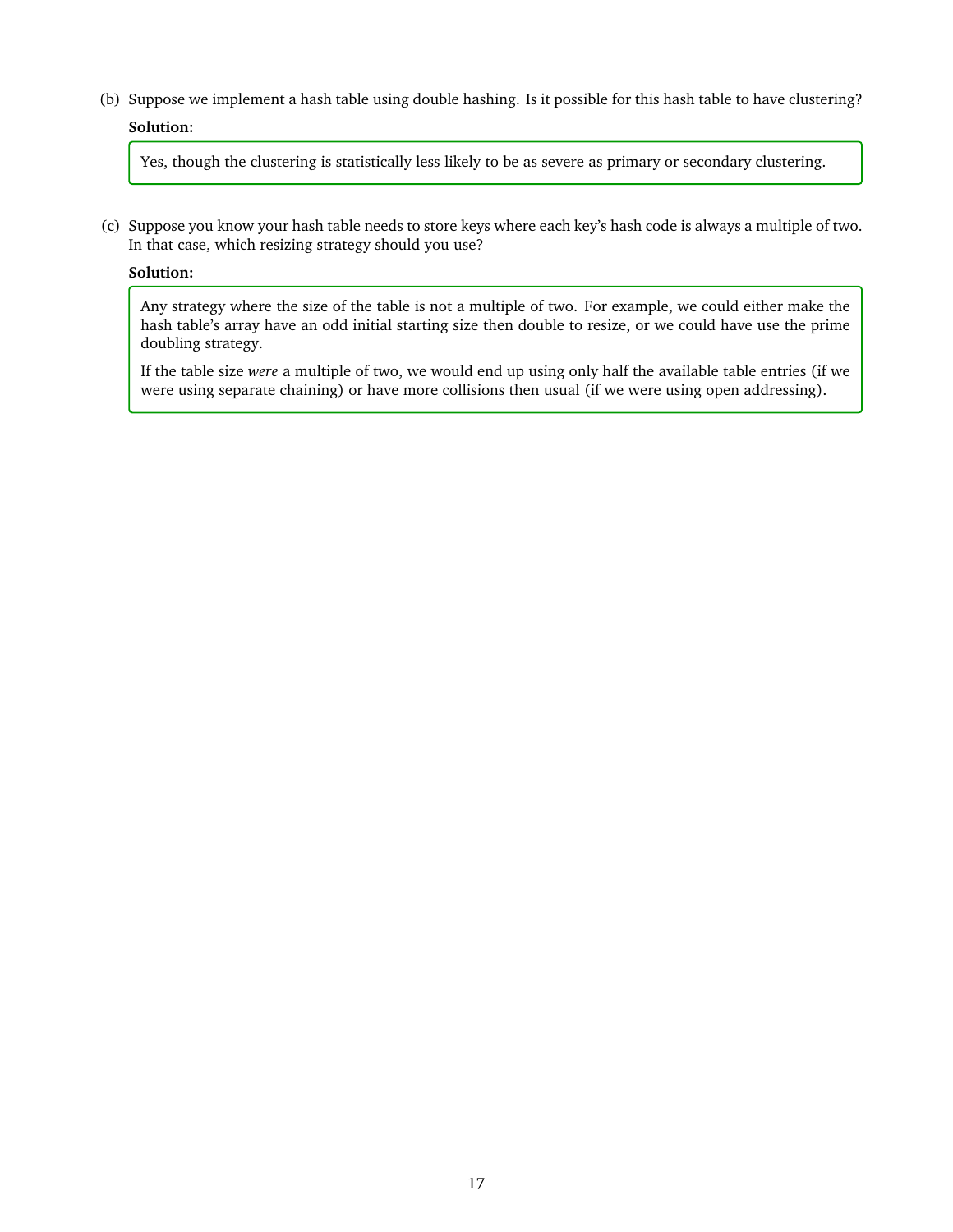(b) Suppose we implement a hash table using double hashing. Is it possible for this hash table to have clustering?

**Solution:**

> Yes, though the clustering is statistically less likely to be as severe as primary or secondary clustering.

(c) Suppose you know your hash table needs to store keys where each key's hash code is always a multiple of two. In that case, which resizing strategy should you use?

**Solution:**

> Any strategy where the size of the table is not a multiple of two. For example, we could either make the hash table's array have an odd initial starting size then double to resize, or we could have use the prime doubling strategy.
>
> If the table size *were* a multiple of two, we would end up using only half the available table entries (if we were using separate chaining) or have more collisions then usual (if we were using open addressing).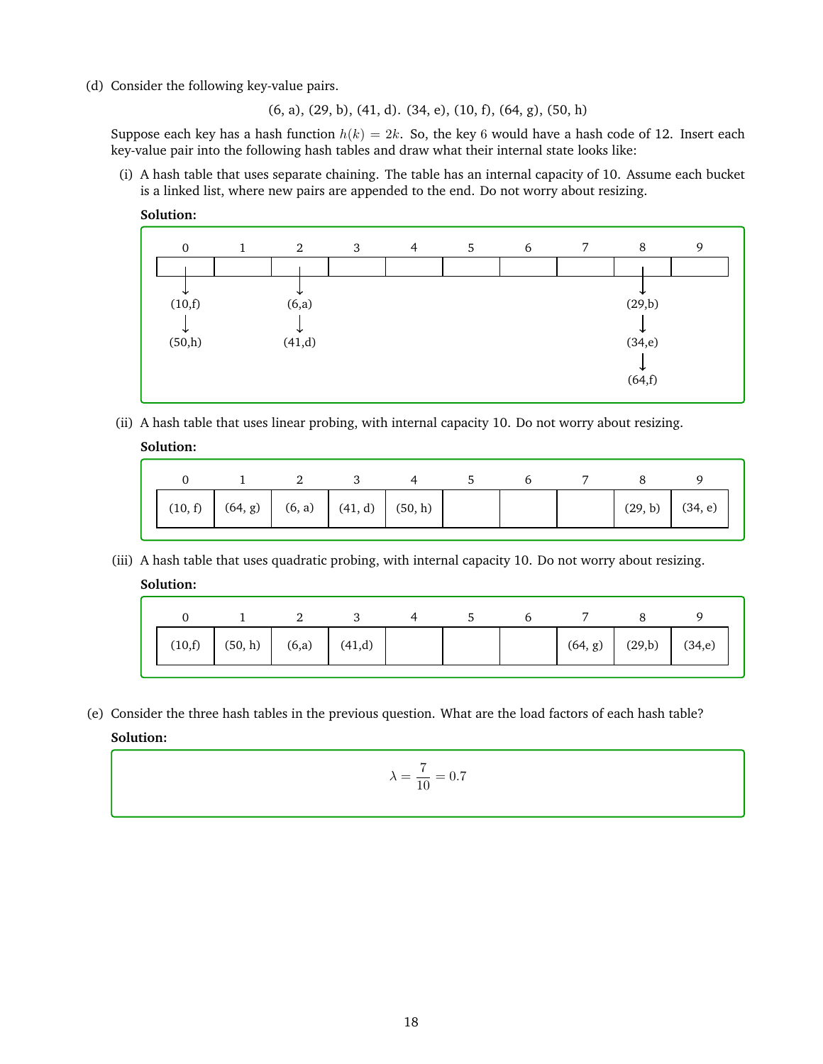(d) Consider the following key-value pairs.

(6, a), (29, b), (41, d). (34, e), (10, f), (64, g), (50, h)

Suppose each key has a hash function $h(k) = 2k$. So, the key $6$ would have a hash code of 12. Insert each key-value pair into the following hash tables and draw what their internal state looks like:

(i) A hash table that uses separate chaining. The table has an internal capacity of 10. Assume each bucket is a linked list, where new pairs are appended to the end. Do not worry about resizing.

**Solution:**

| 0 | 1 | 2 | 3 | 4 | 5 | 6 | 7 | 8 | 9 |
|---|---|---|---|---|---|---|---|---|---|
| ↓ | | ↓ | | | | | | ↓ | |
| (10,f) | | (6,a) | | | | | | (29,b) | |
| ↓ | | ↓ | | | | | | ↓ | |
| (50,h) | | (41,d) | | | | | | (34,e) | |
| | | | | | | | | ↓ | |
| | | | | | | | | (64,f) | |

(ii) A hash table that uses linear probing, with internal capacity 10. Do not worry about resizing.

**Solution:**

| 0 | 1 | 2 | 3 | 4 | 5 | 6 | 7 | 8 | 9 |
|---|---|---|---|---|---|---|---|---|---|
| (10, f) | (64, g) | (6, a) | (41, d) | (50, h) | | | | (29, b) | (34, e) |

(iii) A hash table that uses quadratic probing, with internal capacity 10. Do not worry about resizing.

**Solution:**

| 0 | 1 | 2 | 3 | 4 | 5 | 6 | 7 | 8 | 9 |
|---|---|---|---|---|---|---|---|---|---|
| (10,f) | (50, h) | (6,a) | (41,d) | | | | (64, g) | (29,b) | (34,e) |

(e) Consider the three hash tables in the previous question. What are the load factors of each hash table?

**Solution:**

$$\lambda = \frac{7}{10} = 0.7$$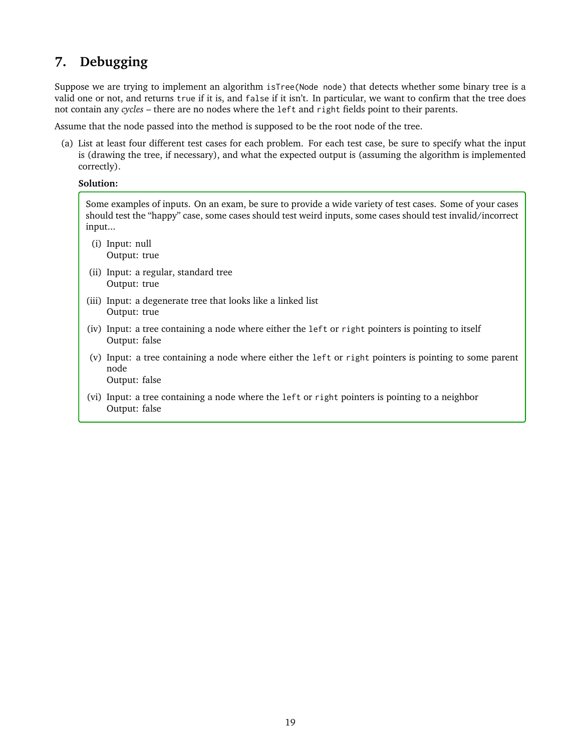## 7. Debugging

Suppose we are trying to implement an algorithm `isTree(Node node)` that detects whether some binary tree is a valid one or not, and returns `true` if it is, and `false` if it isn't. In particular, we want to confirm that the tree does not contain any *cycles* – there are no nodes where the `left` and `right` fields point to their parents.

Assume that the node passed into the method is supposed to be the root node of the tree.

(a) List at least four different test cases for each problem. For each test case, be sure to specify what the input is (drawing the tree, if necessary), and what the expected output is (assuming the algorithm is implemented correctly).

**Solution:**

Some examples of inputs. On an exam, be sure to provide a wide variety of test cases. Some of your cases should test the "happy" case, some cases should test weird inputs, some cases should test invalid/incorrect input...

(i) Input: null
Output: true

(ii) Input: a regular, standard tree
Output: true

(iii) Input: a degenerate tree that looks like a linked list
Output: true

(iv) Input: a tree containing a node where either the `left` or `right` pointers is pointing to itself
Output: false

(v) Input: a tree containing a node where either the `left` or `right` pointers is pointing to some parent node
Output: false

(vi) Input: a tree containing a node where the `left` or `right` pointers is pointing to a neighbor
Output: false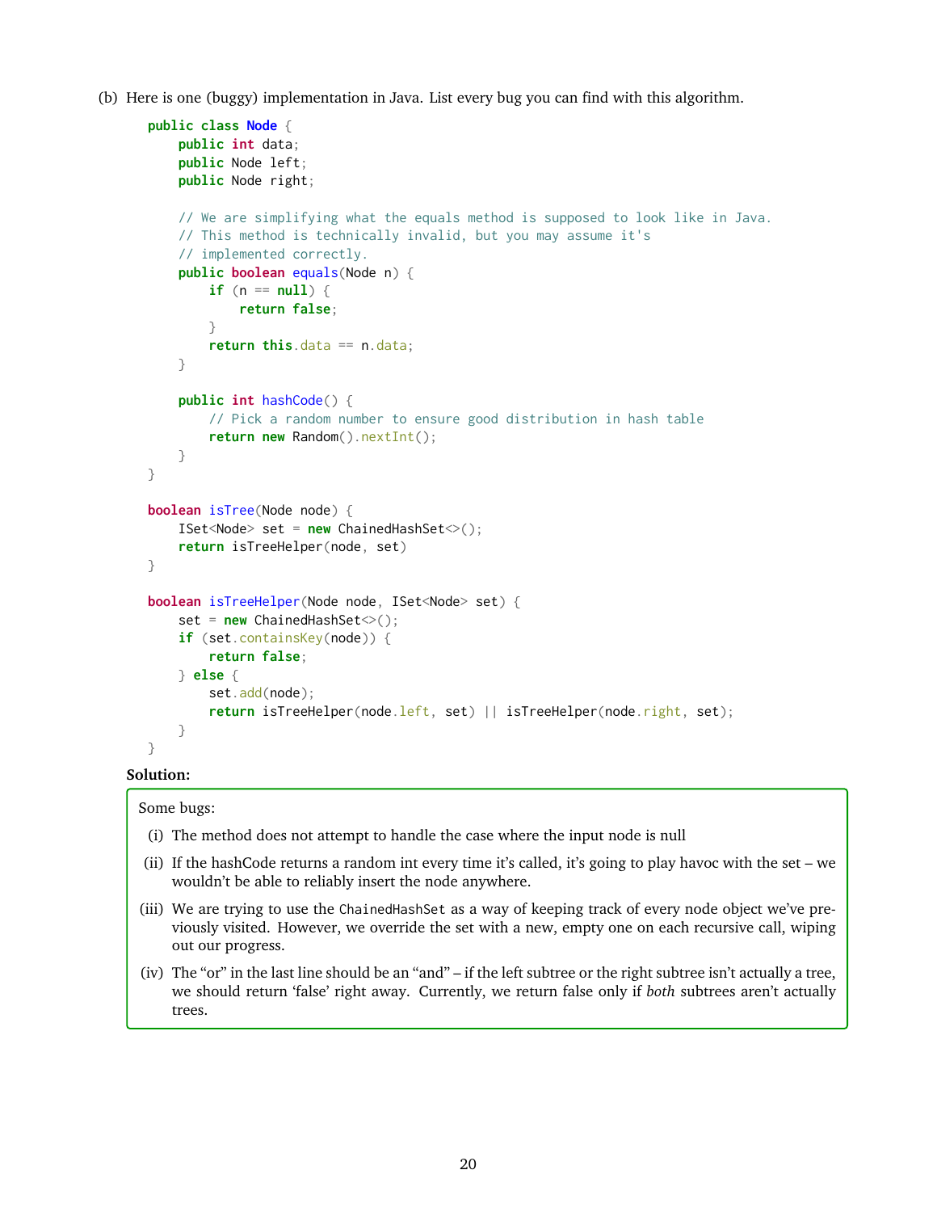(b) Here is one (buggy) implementation in Java. List every bug you can find with this algorithm.

```java
public class Node {
    public int data;
    public Node left;
    public Node right;

    // We are simplifying what the equals method is supposed to look like in Java.
    // This method is technically invalid, but you may assume it's
    // implemented correctly.
    public boolean equals(Node n) {
        if (n == null) {
            return false;
        }
        return this.data == n.data;
    }

    public int hashCode() {
        // Pick a random number to ensure good distribution in hash table
        return new Random().nextInt();
    }
}

boolean isTree(Node node) {
    ISet<Node> set = new ChainedHashSet<>();
    return isTreeHelper(node, set)
}

boolean isTreeHelper(Node node, ISet<Node> set) {
    set = new ChainedHashSet<>();
    if (set.containsKey(node)) {
        return false;
    } else {
        set.add(node);
        return isTreeHelper(node.left, set) || isTreeHelper(node.right, set);
    }
}
```

**Solution:**

Some bugs:

(i) The method does not attempt to handle the case where the input node is null

(ii) If the hashCode returns a random int every time it's called, it's going to play havoc with the set – we wouldn't be able to reliably insert the node anywhere.

(iii) We are trying to use the `ChainedHashSet` as a way of keeping track of every node object we've previously visited. However, we override the set with a new, empty one on each recursive call, wiping out our progress.

(iv) The "or" in the last line should be an "and" – if the left subtree or the right subtree isn't actually a tree, we should return 'false' right away. Currently, we return false only if *both* subtrees aren't actually trees.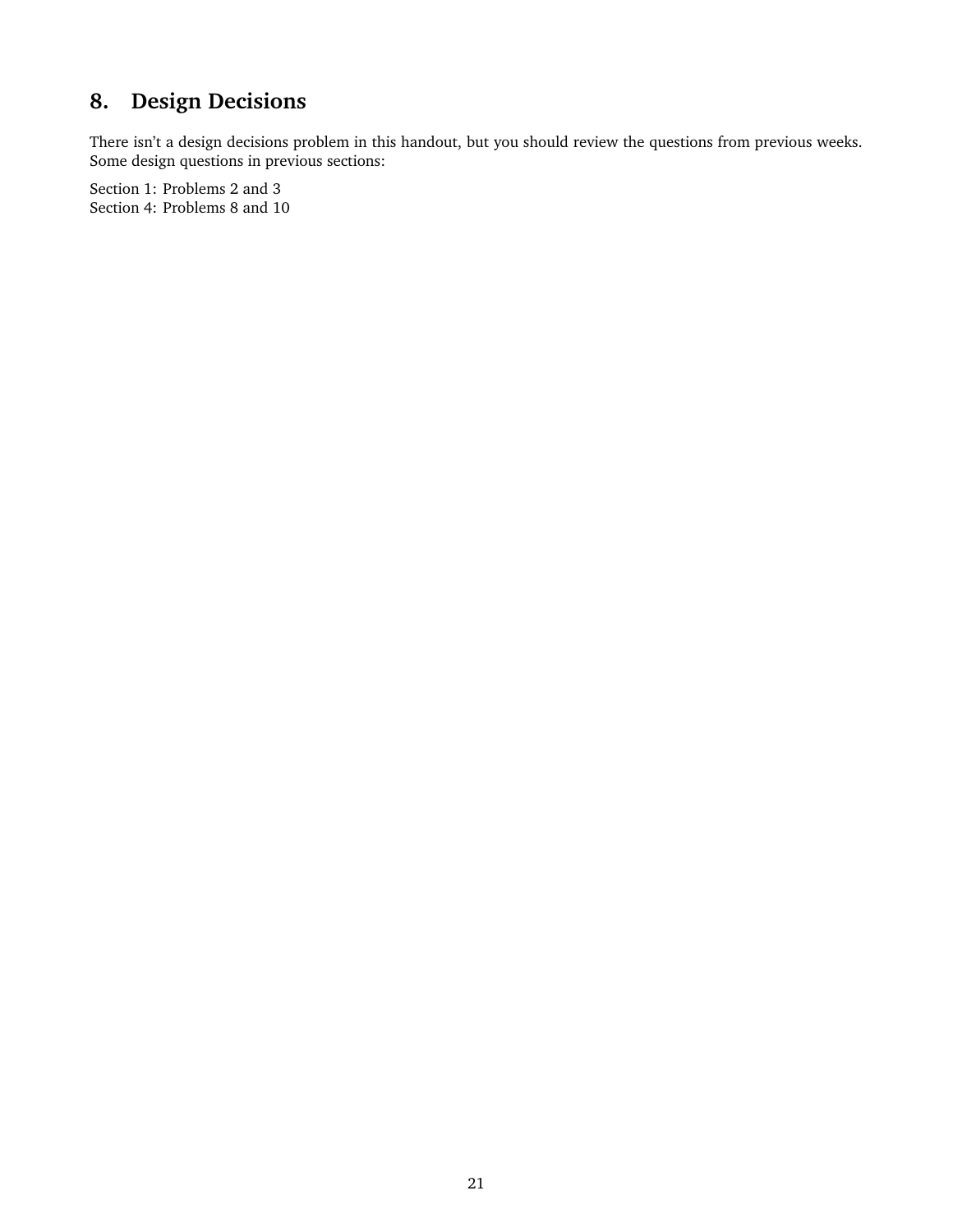## 8. Design Decisions

There isn't a design decisions problem in this handout, but you should review the questions from previous weeks. Some design questions in previous sections:

Section 1: Problems 2 and 3
Section 4: Problems 8 and 10